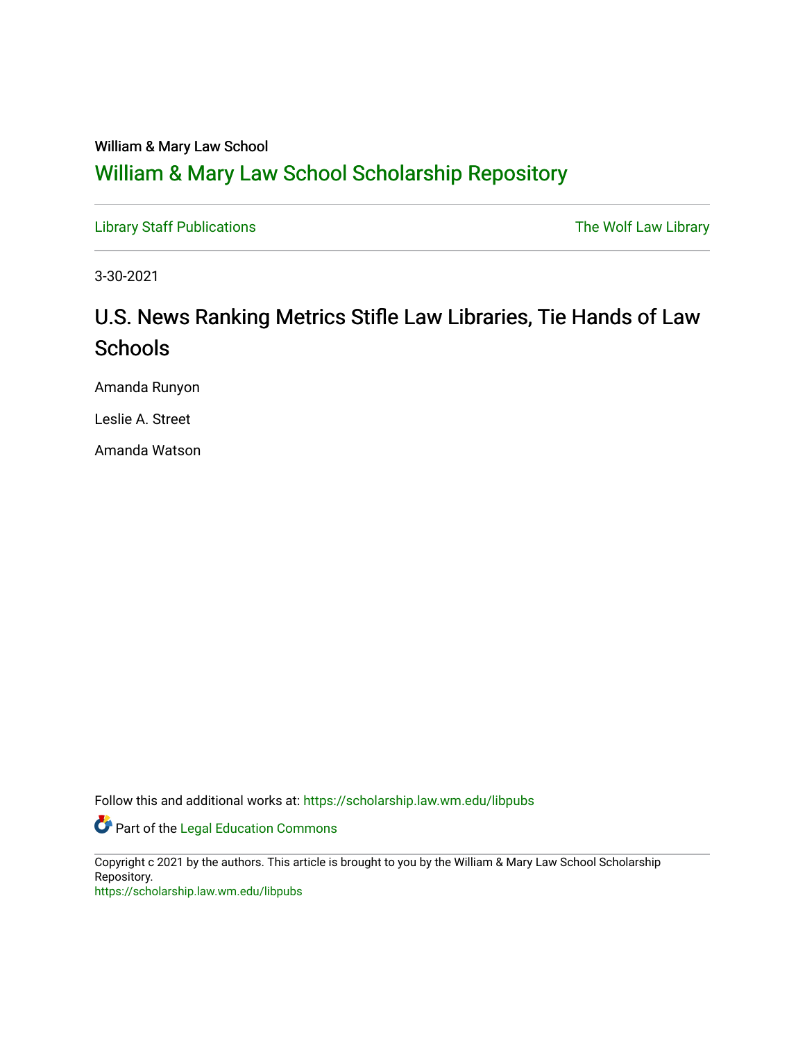William & Mary Law School

# William & Mary Law School Scholarship Repository

Library Staff Publications

The Wolf Law Library

3-30-2021

## U.S. News Ranking Metrics Stifle Law Libraries, Tie Hands of Law Schools

Amanda Runyon

Leslie A. Street

Amanda Watson

Follow this and additional works at: https://scholarship.law.wm.edu/libpubs

Part of the Legal Education Commons

Copyright c 2021 by the authors. This article is brought to you by the William & Mary Law School Scholarship Repository.
https://scholarship.law.wm.edu/libpubs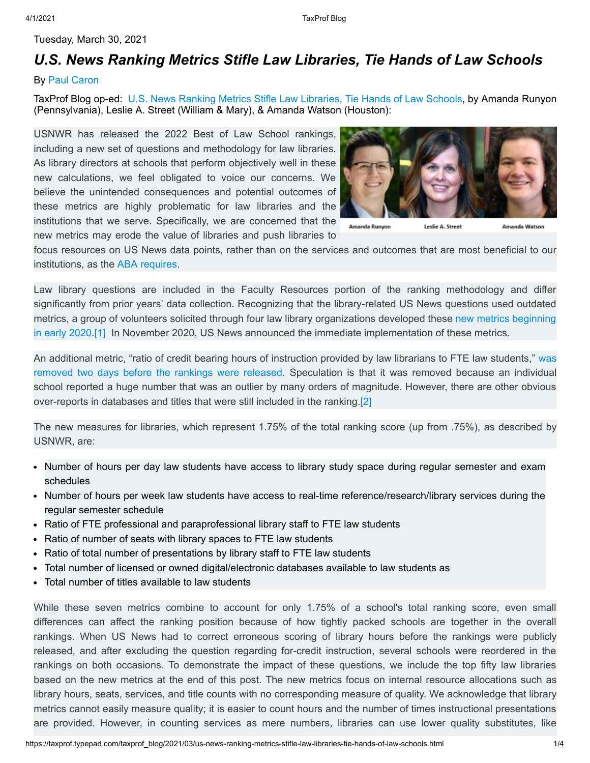Tuesday, March 30, 2021

# *U.S. News Ranking Metrics Stifle Law Libraries, Tie Hands of Law Schools*

By Paul Caron

TaxProf Blog op-ed: U.S. News Ranking Metrics Stifle Law Libraries, Tie Hands of Law Schools, by Amanda Runyon (Pennsylvania), Leslie A. Street (William & Mary), & Amanda Watson (Houston):

Amanda Runyon Leslie A. Street Amanda Watson

USNWR has released the 2022 Best of Law School rankings, including a new set of questions and methodology for law libraries. As library directors at schools that perform objectively well in these new calculations, we feel obligated to voice our concerns. We believe the unintended consequences and potential outcomes of these metrics are highly problematic for law libraries and the institutions that we serve. Specifically, we are concerned that the new metrics may erode the value of libraries and push libraries to focus resources on US News data points, rather than on the services and outcomes that are most beneficial to our institutions, as the ABA requires.

Law library questions are included in the Faculty Resources portion of the ranking methodology and differ significantly from prior years' data collection. Recognizing that the library-related US News questions used outdated metrics, a group of volunteers solicited through four law library organizations developed these new metrics beginning in early 2020.[1] In November 2020, US News announced the immediate implementation of these metrics.

An additional metric, "ratio of credit bearing hours of instruction provided by law librarians to FTE law students," was removed two days before the rankings were released. Speculation is that it was removed because an individual school reported a huge number that was an outlier by many orders of magnitude. However, there are other obvious over-reports in databases and titles that were still included in the ranking.[2]

The new measures for libraries, which represent 1.75% of the total ranking score (up from .75%), as described by USNWR, are:

- Number of hours per day law students have access to library study space during regular semester and exam schedules
- Number of hours per week law students have access to real-time reference/research/library services during the regular semester schedule
- Ratio of FTE professional and paraprofessional library staff to FTE law students
- Ratio of number of seats with library spaces to FTE law students
- Ratio of total number of presentations by library staff to FTE law students
- Total number of licensed or owned digital/electronic databases available to law students as
- Total number of titles available to law students

While these seven metrics combine to account for only 1.75% of a school's total ranking score, even small differences can affect the ranking position because of how tightly packed schools are together in the overall rankings. When US News had to correct erroneous scoring of library hours before the rankings were publicly released, and after excluding the question regarding for-credit instruction, several schools were reordered in the rankings on both occasions. To demonstrate the impact of these questions, we include the top fifty law libraries based on the new metrics at the end of this post. The new metrics focus on internal resource allocations such as library hours, seats, services, and title counts with no corresponding measure of quality. We acknowledge that library metrics cannot easily measure quality; it is easier to count hours and the number of times instructional presentations are provided. However, in counting services as mere numbers, libraries can use lower quality substitutes, like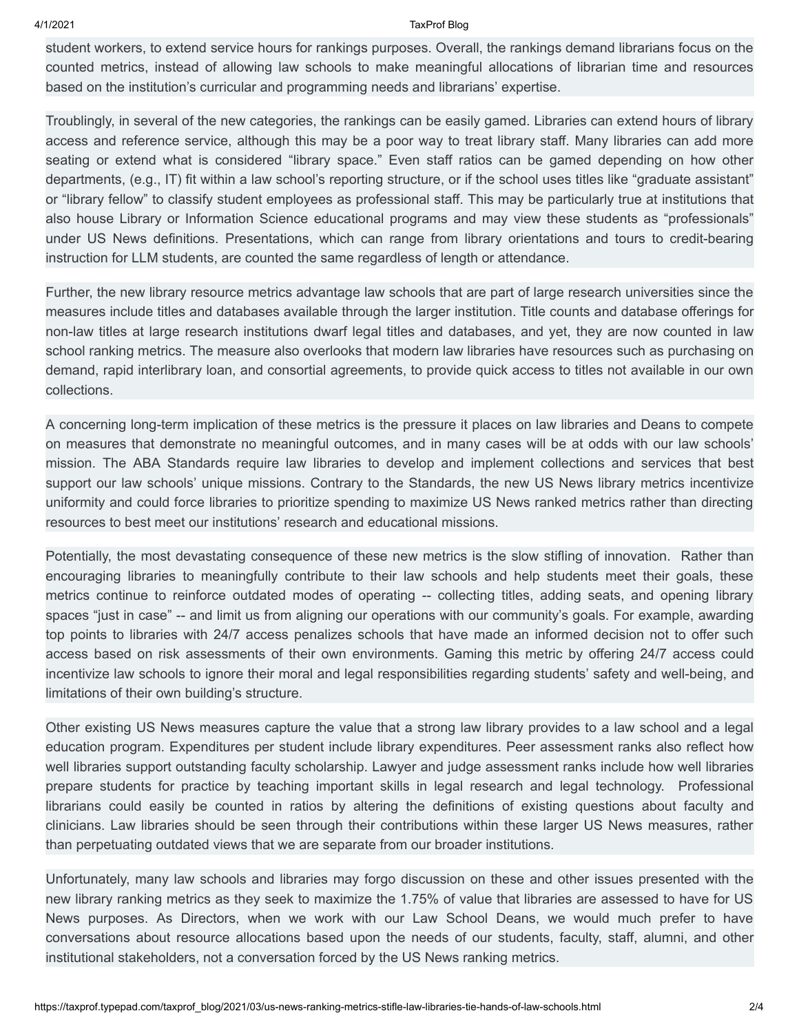student workers, to extend service hours for rankings purposes. Overall, the rankings demand librarians focus on the counted metrics, instead of allowing law schools to make meaningful allocations of librarian time and resources based on the institution's curricular and programming needs and librarians' expertise.

Troublingly, in several of the new categories, the rankings can be easily gamed. Libraries can extend hours of library access and reference service, although this may be a poor way to treat library staff. Many libraries can add more seating or extend what is considered "library space." Even staff ratios can be gamed depending on how other departments, (e.g., IT) fit within a law school's reporting structure, or if the school uses titles like "graduate assistant" or "library fellow" to classify student employees as professional staff. This may be particularly true at institutions that also house Library or Information Science educational programs and may view these students as "professionals" under US News definitions. Presentations, which can range from library orientations and tours to credit-bearing instruction for LLM students, are counted the same regardless of length or attendance.

Further, the new library resource metrics advantage law schools that are part of large research universities since the measures include titles and databases available through the larger institution. Title counts and database offerings for non-law titles at large research institutions dwarf legal titles and databases, and yet, they are now counted in law school ranking metrics. The measure also overlooks that modern law libraries have resources such as purchasing on demand, rapid interlibrary loan, and consortial agreements, to provide quick access to titles not available in our own collections.

A concerning long-term implication of these metrics is the pressure it places on law libraries and Deans to compete on measures that demonstrate no meaningful outcomes, and in many cases will be at odds with our law schools' mission. The ABA Standards require law libraries to develop and implement collections and services that best support our law schools' unique missions. Contrary to the Standards, the new US News library metrics incentivize uniformity and could force libraries to prioritize spending to maximize US News ranked metrics rather than directing resources to best meet our institutions' research and educational missions.

Potentially, the most devastating consequence of these new metrics is the slow stifling of innovation. Rather than encouraging libraries to meaningfully contribute to their law schools and help students meet their goals, these metrics continue to reinforce outdated modes of operating -- collecting titles, adding seats, and opening library spaces "just in case" -- and limit us from aligning our operations with our community's goals. For example, awarding top points to libraries with 24/7 access penalizes schools that have made an informed decision not to offer such access based on risk assessments of their own environments. Gaming this metric by offering 24/7 access could incentivize law schools to ignore their moral and legal responsibilities regarding students' safety and well-being, and limitations of their own building's structure.

Other existing US News measures capture the value that a strong law library provides to a law school and a legal education program. Expenditures per student include library expenditures. Peer assessment ranks also reflect how well libraries support outstanding faculty scholarship. Lawyer and judge assessment ranks include how well libraries prepare students for practice by teaching important skills in legal research and legal technology. Professional librarians could easily be counted in ratios by altering the definitions of existing questions about faculty and clinicians. Law libraries should be seen through their contributions within these larger US News measures, rather than perpetuating outdated views that we are separate from our broader institutions.

Unfortunately, many law schools and libraries may forgo discussion on these and other issues presented with the new library ranking metrics as they seek to maximize the 1.75% of value that libraries are assessed to have for US News purposes. As Directors, when we work with our Law School Deans, we would much prefer to have conversations about resource allocations based upon the needs of our students, faculty, staff, alumni, and other institutional stakeholders, not a conversation forced by the US News ranking metrics.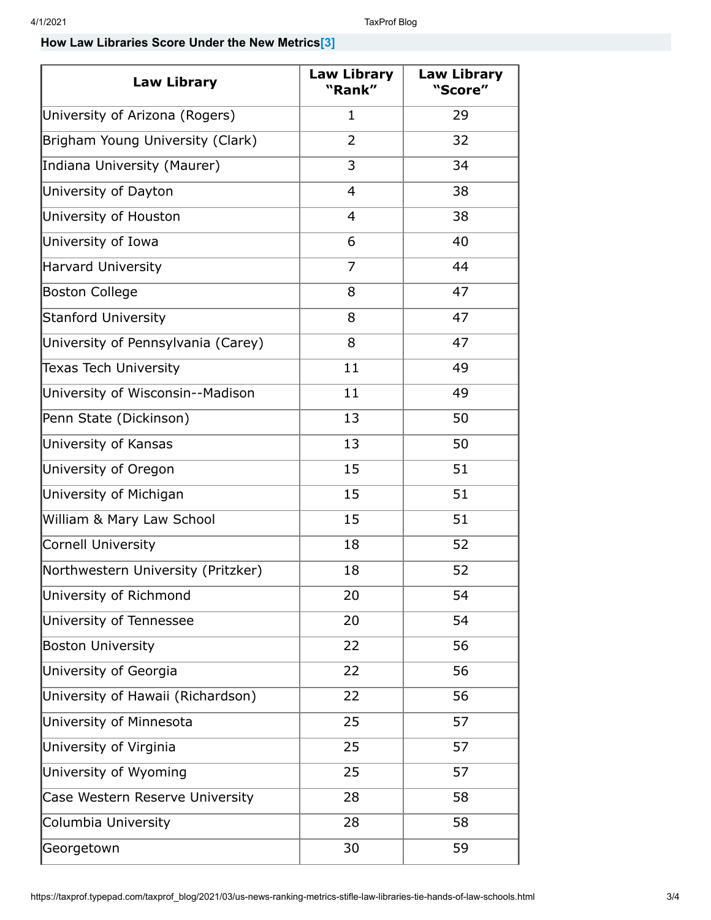### How Law Libraries Score Under the New Metrics[3]

| Law Library | Law Library "Rank" | Law Library "Score" |
|---|---|---|
| University of Arizona (Rogers) | 1 | 29 |
| Brigham Young University (Clark) | 2 | 32 |
| Indiana University (Maurer) | 3 | 34 |
| University of Dayton | 4 | 38 |
| University of Houston | 4 | 38 |
| University of Iowa | 6 | 40 |
| Harvard University | 7 | 44 |
| Boston College | 8 | 47 |
| Stanford University | 8 | 47 |
| University of Pennsylvania (Carey) | 8 | 47 |
| Texas Tech University | 11 | 49 |
| University of Wisconsin--Madison | 11 | 49 |
| Penn State (Dickinson) | 13 | 50 |
| University of Kansas | 13 | 50 |
| University of Oregon | 15 | 51 |
| University of Michigan | 15 | 51 |
| William & Mary Law School | 15 | 51 |
| Cornell University | 18 | 52 |
| Northwestern University (Pritzker) | 18 | 52 |
| University of Richmond | 20 | 54 |
| University of Tennessee | 20 | 54 |
| Boston University | 22 | 56 |
| University of Georgia | 22 | 56 |
| University of Hawaii (Richardson) | 22 | 56 |
| University of Minnesota | 25 | 57 |
| University of Virginia | 25 | 57 |
| University of Wyoming | 25 | 57 |
| Case Western Reserve University | 28 | 58 |
| Columbia University | 28 | 58 |
| Georgetown | 30 | 59 |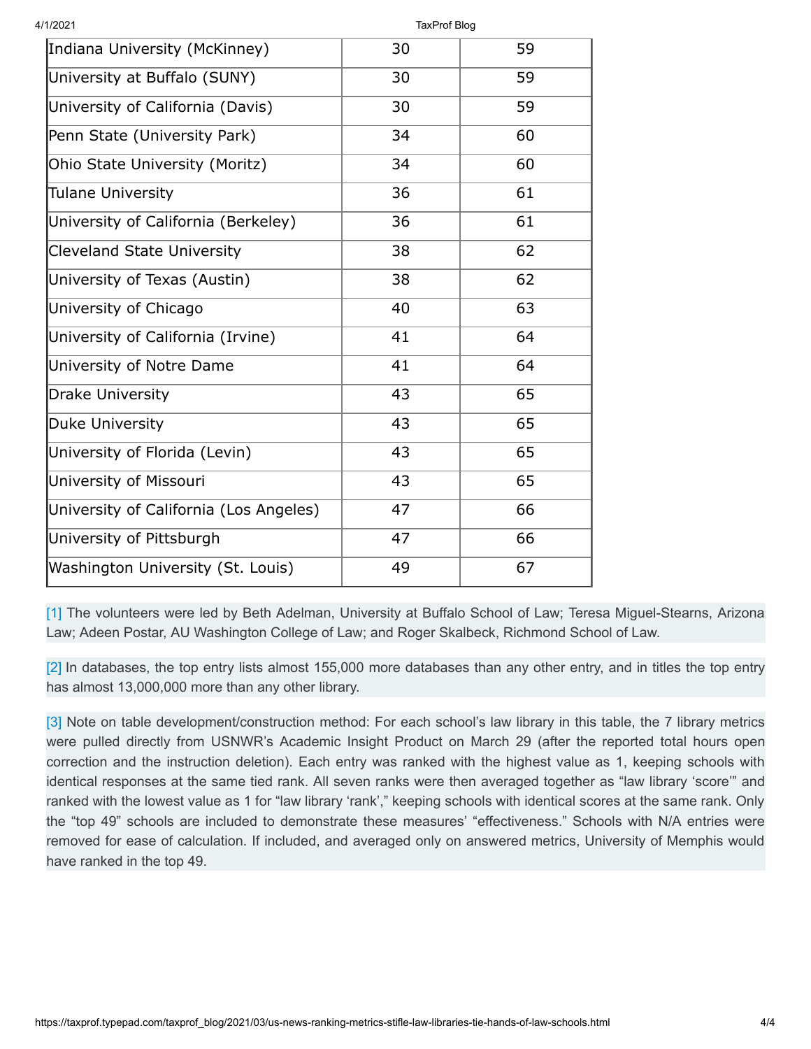| | | |
|---|---|---|
| Indiana University (McKinney) | 30 | 59 |
| University at Buffalo (SUNY) | 30 | 59 |
| University of California (Davis) | 30 | 59 |
| Penn State (University Park) | 34 | 60 |
| Ohio State University (Moritz) | 34 | 60 |
| Tulane University | 36 | 61 |
| University of California (Berkeley) | 36 | 61 |
| Cleveland State University | 38 | 62 |
| University of Texas (Austin) | 38 | 62 |
| University of Chicago | 40 | 63 |
| University of California (Irvine) | 41 | 64 |
| University of Notre Dame | 41 | 64 |
| Drake University | 43 | 65 |
| Duke University | 43 | 65 |
| University of Florida (Levin) | 43 | 65 |
| University of Missouri | 43 | 65 |
| University of California (Los Angeles) | 47 | 66 |
| University of Pittsburgh | 47 | 66 |
| Washington University (St. Louis) | 49 | 67 |

[1] The volunteers were led by Beth Adelman, University at Buffalo School of Law; Teresa Miguel-Stearns, Arizona Law; Adeen Postar, AU Washington College of Law; and Roger Skalbeck, Richmond School of Law.

[2] In databases, the top entry lists almost 155,000 more databases than any other entry, and in titles the top entry has almost 13,000,000 more than any other library.

[3] Note on table development/construction method: For each school's law library in this table, the 7 library metrics were pulled directly from USNWR's Academic Insight Product on March 29 (after the reported total hours open correction and the instruction deletion). Each entry was ranked with the highest value as 1, keeping schools with identical responses at the same tied rank. All seven ranks were then averaged together as "law library 'score'" and ranked with the lowest value as 1 for "law library 'rank'," keeping schools with identical scores at the same rank. Only the "top 49" schools are included to demonstrate these measures' "effectiveness." Schools with N/A entries were removed for ease of calculation. If included, and averaged only on answered metrics, University of Memphis would have ranked in the top 49.